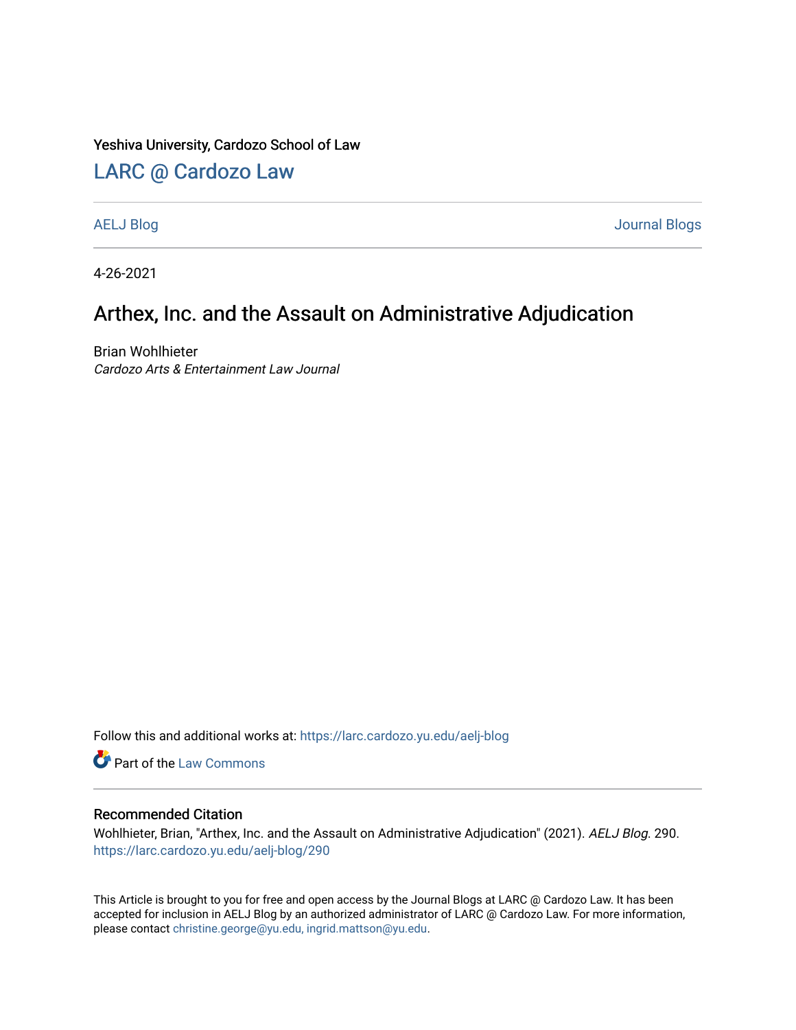Yeshiva University, Cardozo School of Law

# LARC @ Cardozo Law

AELJ Blog | Journal Blogs

4-26-2021

## Arthex, Inc. and the Assault on Administrative Adjudication

Brian Wohlhieter
*Cardozo Arts & Entertainment Law Journal*

Follow this and additional works at: https://larc.cardozo.yu.edu/aelj-blog

Part of the Law Commons

### Recommended Citation

Wohlhieter, Brian, "Arthex, Inc. and the Assault on Administrative Adjudication" (2021). *AELJ Blog*. 290.
https://larc.cardozo.yu.edu/aelj-blog/290

This Article is brought to you for free and open access by the Journal Blogs at LARC @ Cardozo Law. It has been accepted for inclusion in AELJ Blog by an authorized administrator of LARC @ Cardozo Law. For more information, please contact christine.george@yu.edu, ingrid.mattson@yu.edu.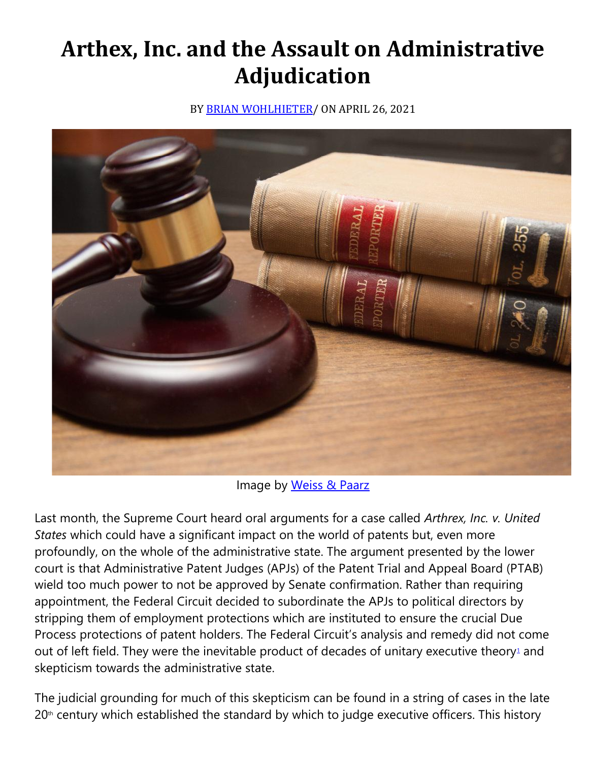# Arthex, Inc. and the Assault on Administrative Adjudication

BY [BRIAN WOHLHIETER](BRIAN WOHLHIETER)/ ON APRIL 26, 2021

Image by Weiss & Paarz

Last month, the Supreme Court heard oral arguments for a case called *Arthrex, Inc. v. United States* which could have a significant impact on the world of patents but, even more profoundly, on the whole of the administrative state. The argument presented by the lower court is that Administrative Patent Judges (APJs) of the Patent Trial and Appeal Board (PTAB) wield too much power to not be approved by Senate confirmation. Rather than requiring appointment, the Federal Circuit decided to subordinate the APJs to political directors by stripping them of employment protections which are instituted to ensure the crucial Due Process protections of patent holders. The Federal Circuit's analysis and remedy did not come out of left field. They were the inevitable product of decades of unitary executive theory[1] and skepticism towards the administrative state.

The judicial grounding for much of this skepticism can be found in a string of cases in the late 20th century which established the standard by which to judge executive officers. This history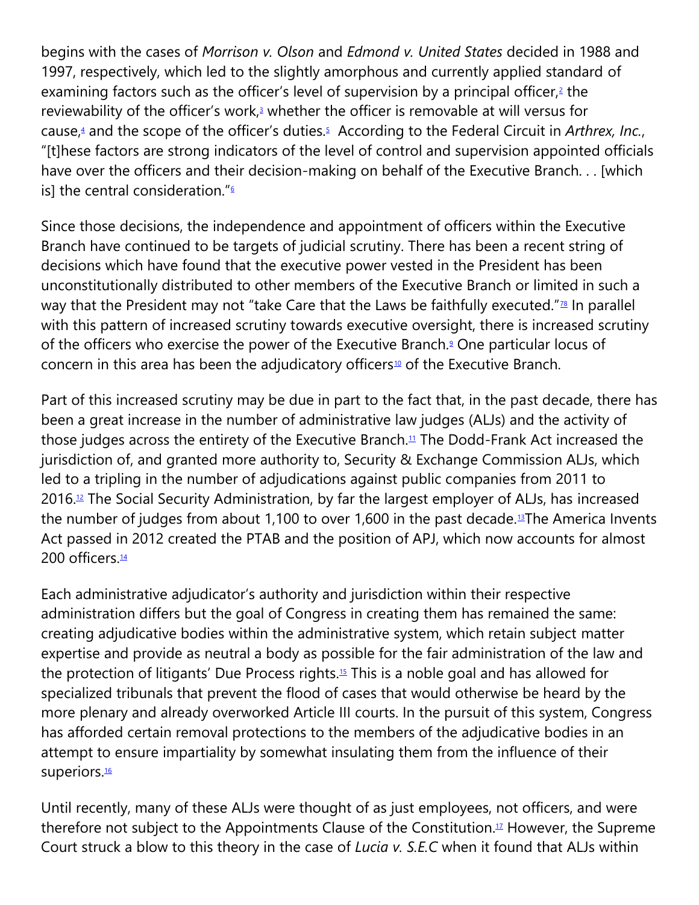begins with the cases of *Morrison v. Olson* and *Edmond v. United States* decided in 1988 and 1997, respectively, which led to the slightly amorphous and currently applied standard of examining factors such as the officer's level of supervision by a principal officer,[2] the reviewability of the officer's work,[3] whether the officer is removable at will versus for cause,[4] and the scope of the officer's duties.[5] According to the Federal Circuit in *Arthrex, Inc.*, "[t]hese factors are strong indicators of the level of control and supervision appointed officials have over the officers and their decision-making on behalf of the Executive Branch. . . [which is] the central consideration."[6]

Since those decisions, the independence and appointment of officers within the Executive Branch have continued to be targets of judicial scrutiny. There has been a recent string of decisions which have found that the executive power vested in the President has been unconstitutionally distributed to other members of the Executive Branch or limited in such a way that the President may not "take Care that the Laws be faithfully executed."[78] In parallel with this pattern of increased scrutiny towards executive oversight, there is increased scrutiny of the officers who exercise the power of the Executive Branch.[9] One particular locus of concern in this area has been the adjudicatory officers[10] of the Executive Branch.

Part of this increased scrutiny may be due in part to the fact that, in the past decade, there has been a great increase in the number of administrative law judges (ALJs) and the activity of those judges across the entirety of the Executive Branch.[11] The Dodd-Frank Act increased the jurisdiction of, and granted more authority to, Security & Exchange Commission ALJs, which led to a tripling in the number of adjudications against public companies from 2011 to 2016.[12] The Social Security Administration, by far the largest employer of ALJs, has increased the number of judges from about 1,100 to over 1,600 in the past decade.[13]The America Invents Act passed in 2012 created the PTAB and the position of APJ, which now accounts for almost 200 officers.[14]

Each administrative adjudicator's authority and jurisdiction within their respective administration differs but the goal of Congress in creating them has remained the same: creating adjudicative bodies within the administrative system, which retain subject matter expertise and provide as neutral a body as possible for the fair administration of the law and the protection of litigants' Due Process rights.[15] This is a noble goal and has allowed for specialized tribunals that prevent the flood of cases that would otherwise be heard by the more plenary and already overworked Article III courts. In the pursuit of this system, Congress has afforded certain removal protections to the members of the adjudicative bodies in an attempt to ensure impartiality by somewhat insulating them from the influence of their superiors.[16]

Until recently, many of these ALJs were thought of as just employees, not officers, and were therefore not subject to the Appointments Clause of the Constitution.[17] However, the Supreme Court struck a blow to this theory in the case of *Lucia v. S.E.C* when it found that ALJs within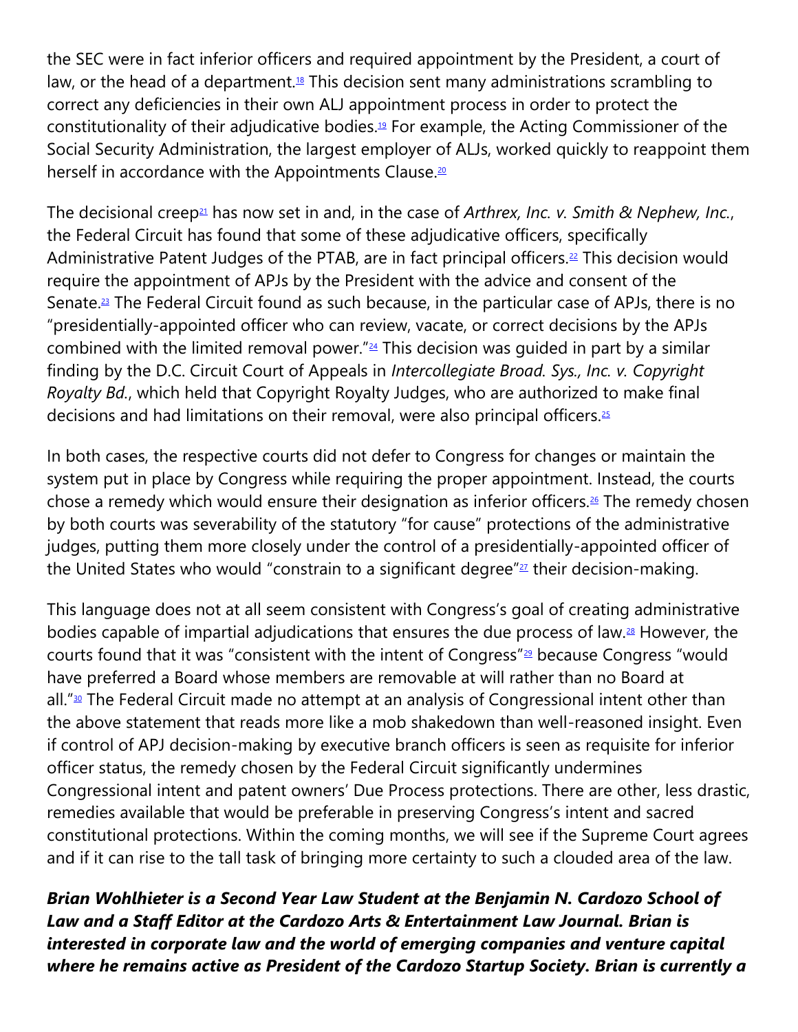the SEC were in fact inferior officers and required appointment by the President, a court of law, or the head of a department.[18] This decision sent many administrations scrambling to correct any deficiencies in their own ALJ appointment process in order to protect the constitutionality of their adjudicative bodies.[19] For example, the Acting Commissioner of the Social Security Administration, the largest employer of ALJs, worked quickly to reappoint them herself in accordance with the Appointments Clause.[20]

The decisional creep[21] has now set in and, in the case of *Arthrex, Inc. v. Smith & Nephew, Inc.*, the Federal Circuit has found that some of these adjudicative officers, specifically Administrative Patent Judges of the PTAB, are in fact principal officers.[22] This decision would require the appointment of APJs by the President with the advice and consent of the Senate.[23] The Federal Circuit found as such because, in the particular case of APJs, there is no "presidentially-appointed officer who can review, vacate, or correct decisions by the APJs combined with the limited removal power."[24] This decision was guided in part by a similar finding by the D.C. Circuit Court of Appeals in *Intercollegiate Broad. Sys., Inc. v. Copyright Royalty Bd.*, which held that Copyright Royalty Judges, who are authorized to make final decisions and had limitations on their removal, were also principal officers.[25]

In both cases, the respective courts did not defer to Congress for changes or maintain the system put in place by Congress while requiring the proper appointment. Instead, the courts chose a remedy which would ensure their designation as inferior officers.[26] The remedy chosen by both courts was severability of the statutory "for cause" protections of the administrative judges, putting them more closely under the control of a presidentially-appointed officer of the United States who would "constrain to a significant degree"[27] their decision-making.

This language does not at all seem consistent with Congress's goal of creating administrative bodies capable of impartial adjudications that ensures the due process of law.[28] However, the courts found that it was "consistent with the intent of Congress"[29] because Congress "would have preferred a Board whose members are removable at will rather than no Board at all."[30] The Federal Circuit made no attempt at an analysis of Congressional intent other than the above statement that reads more like a mob shakedown than well-reasoned insight. Even if control of APJ decision-making by executive branch officers is seen as requisite for inferior officer status, the remedy chosen by the Federal Circuit significantly undermines Congressional intent and patent owners' Due Process protections. There are other, less drastic, remedies available that would be preferable in preserving Congress's intent and sacred constitutional protections. Within the coming months, we will see if the Supreme Court agrees and if it can rise to the tall task of bringing more certainty to such a clouded area of the law.

***Brian Wohlhieter is a Second Year Law Student at the Benjamin N. Cardozo School of Law and a Staff Editor at the Cardozo Arts & Entertainment Law Journal. Brian is interested in corporate law and the world of emerging companies and venture capital where he remains active as President of the Cardozo Startup Society. Brian is currently a***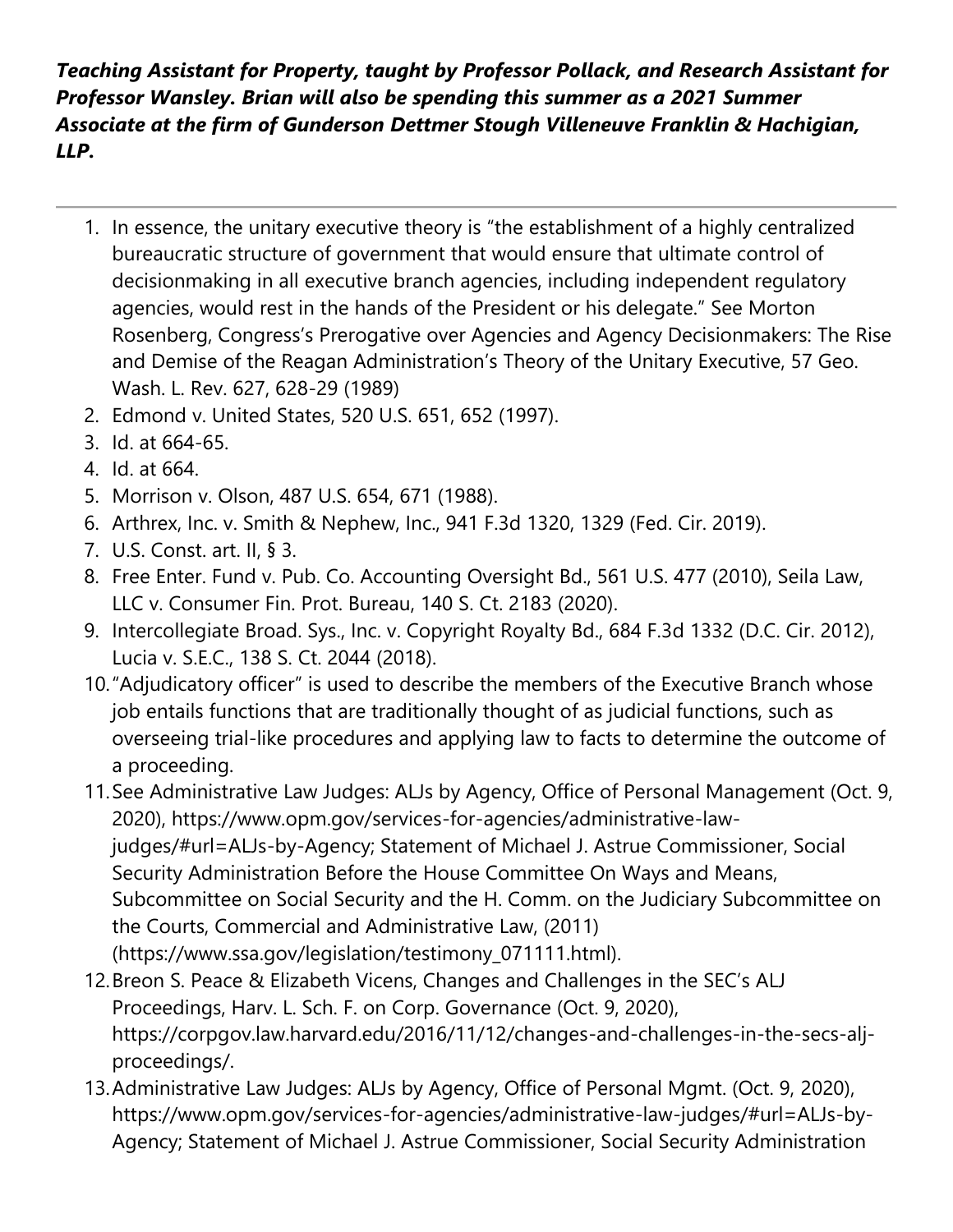***Teaching Assistant for Property, taught by Professor Pollack, and Research Assistant for Professor Wansley. Brian will also be spending this summer as a 2021 Summer Associate at the firm of Gunderson Dettmer Stough Villeneuve Franklin & Hachigian, LLP.***

---

1. In essence, the unitary executive theory is "the establishment of a highly centralized bureaucratic structure of government that would ensure that ultimate control of decisionmaking in all executive branch agencies, including independent regulatory agencies, would rest in the hands of the President or his delegate." See Morton Rosenberg, Congress's Prerogative over Agencies and Agency Decisionmakers: The Rise and Demise of the Reagan Administration's Theory of the Unitary Executive, 57 Geo. Wash. L. Rev. 627, 628-29 (1989)
2. Edmond v. United States, 520 U.S. 651, 652 (1997).
3. Id. at 664-65.
4. Id. at 664.
5. Morrison v. Olson, 487 U.S. 654, 671 (1988).
6. Arthrex, Inc. v. Smith & Nephew, Inc., 941 F.3d 1320, 1329 (Fed. Cir. 2019).
7. U.S. Const. art. II, § 3.
8. Free Enter. Fund v. Pub. Co. Accounting Oversight Bd., 561 U.S. 477 (2010), Seila Law, LLC v. Consumer Fin. Prot. Bureau, 140 S. Ct. 2183 (2020).
9. Intercollegiate Broad. Sys., Inc. v. Copyright Royalty Bd., 684 F.3d 1332 (D.C. Cir. 2012), Lucia v. S.E.C., 138 S. Ct. 2044 (2018).
10. "Adjudicatory officer" is used to describe the members of the Executive Branch whose job entails functions that are traditionally thought of as judicial functions, such as overseeing trial-like procedures and applying law to facts to determine the outcome of a proceeding.
11. See Administrative Law Judges: ALJs by Agency, Office of Personal Management (Oct. 9, 2020), https://www.opm.gov/services-for-agencies/administrative-law-judges/#url=ALJs-by-Agency; Statement of Michael J. Astrue Commissioner, Social Security Administration Before the House Committee On Ways and Means, Subcommittee on Social Security and the H. Comm. on the Judiciary Subcommittee on the Courts, Commercial and Administrative Law, (2011) (https://www.ssa.gov/legislation/testimony_071111.html).
12. Breon S. Peace & Elizabeth Vicens, Changes and Challenges in the SEC's ALJ Proceedings, Harv. L. Sch. F. on Corp. Governance (Oct. 9, 2020), https://corpgov.law.harvard.edu/2016/11/12/changes-and-challenges-in-the-secs-alj-proceedings/.
13. Administrative Law Judges: ALJs by Agency, Office of Personal Mgmt. (Oct. 9, 2020), https://www.opm.gov/services-for-agencies/administrative-law-judges/#url=ALJs-by-Agency; Statement of Michael J. Astrue Commissioner, Social Security Administration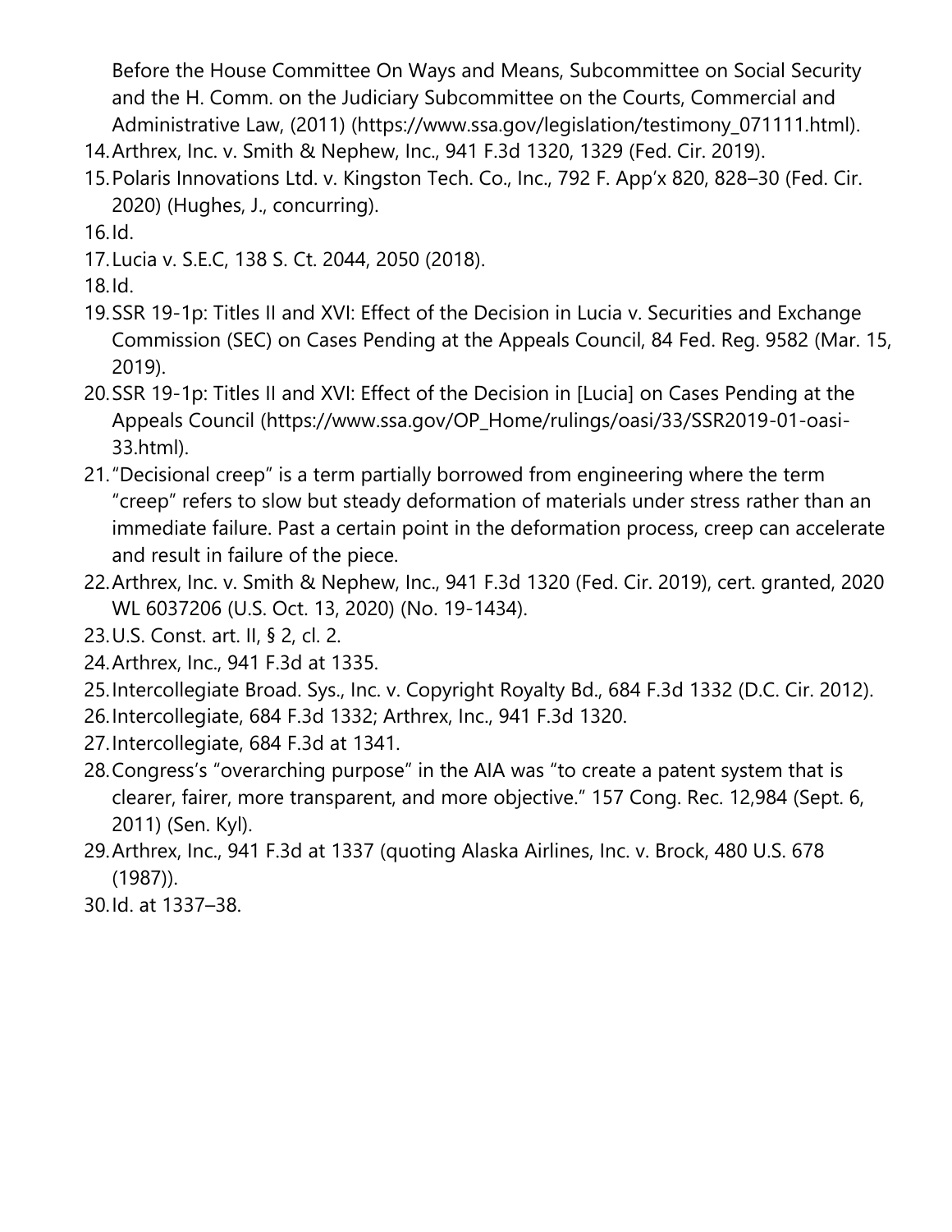Before the House Committee On Ways and Means, Subcommittee on Social Security and the H. Comm. on the Judiciary Subcommittee on the Courts, Commercial and Administrative Law, (2011) (https://www.ssa.gov/legislation/testimony_071111.html).

14. Arthrex, Inc. v. Smith & Nephew, Inc., 941 F.3d 1320, 1329 (Fed. Cir. 2019).
15. Polaris Innovations Ltd. v. Kingston Tech. Co., Inc., 792 F. App'x 820, 828–30 (Fed. Cir. 2020) (Hughes, J., concurring).
16. Id.
17. Lucia v. S.E.C, 138 S. Ct. 2044, 2050 (2018).
18. Id.
19. SSR 19-1p: Titles II and XVI: Effect of the Decision in Lucia v. Securities and Exchange Commission (SEC) on Cases Pending at the Appeals Council, 84 Fed. Reg. 9582 (Mar. 15, 2019).
20. SSR 19-1p: Titles II and XVI: Effect of the Decision in [Lucia] on Cases Pending at the Appeals Council (https://www.ssa.gov/OP_Home/rulings/oasi/33/SSR2019-01-oasi-33.html).
21. "Decisional creep" is a term partially borrowed from engineering where the term "creep" refers to slow but steady deformation of materials under stress rather than an immediate failure. Past a certain point in the deformation process, creep can accelerate and result in failure of the piece.
22. Arthrex, Inc. v. Smith & Nephew, Inc., 941 F.3d 1320 (Fed. Cir. 2019), cert. granted, 2020 WL 6037206 (U.S. Oct. 13, 2020) (No. 19-1434).
23. U.S. Const. art. II, § 2, cl. 2.
24. Arthrex, Inc., 941 F.3d at 1335.
25. Intercollegiate Broad. Sys., Inc. v. Copyright Royalty Bd., 684 F.3d 1332 (D.C. Cir. 2012).
26. Intercollegiate, 684 F.3d 1332; Arthrex, Inc., 941 F.3d 1320.
27. Intercollegiate, 684 F.3d at 1341.
28. Congress's "overarching purpose" in the AIA was "to create a patent system that is clearer, fairer, more transparent, and more objective." 157 Cong. Rec. 12,984 (Sept. 6, 2011) (Sen. Kyl).
29. Arthrex, Inc., 941 F.3d at 1337 (quoting Alaska Airlines, Inc. v. Brock, 480 U.S. 678 (1987)).
30. Id. at 1337–38.